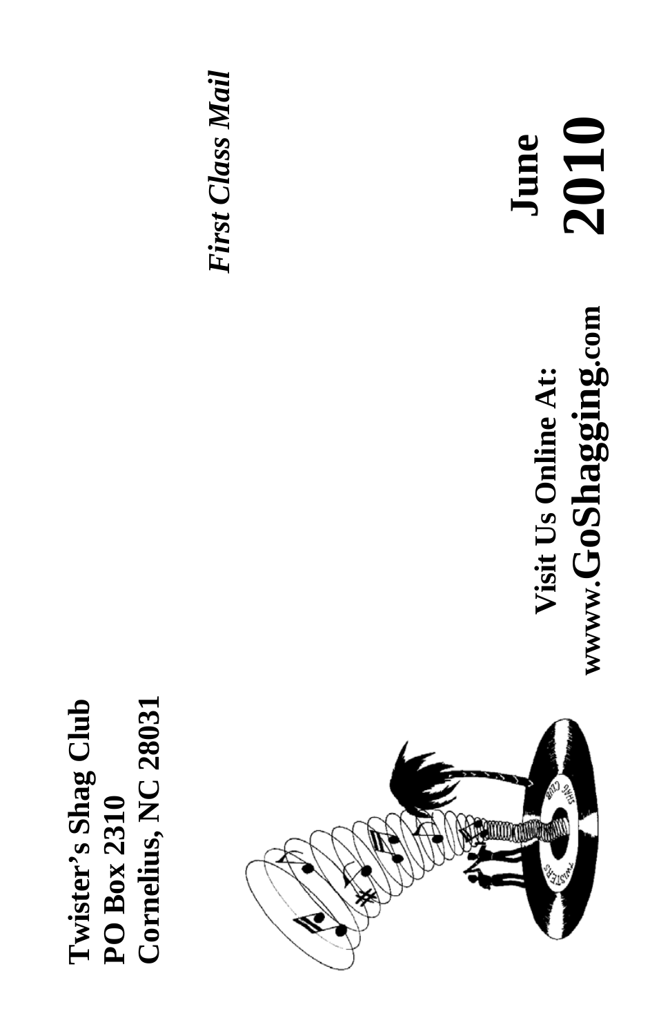**Twister's Shag Club**
**PO Box 2310**
**Cornelius, NC 28031**

***First Class Mail***

**Visit Us Online At:**
**www.GoShagging.com**

# June 2010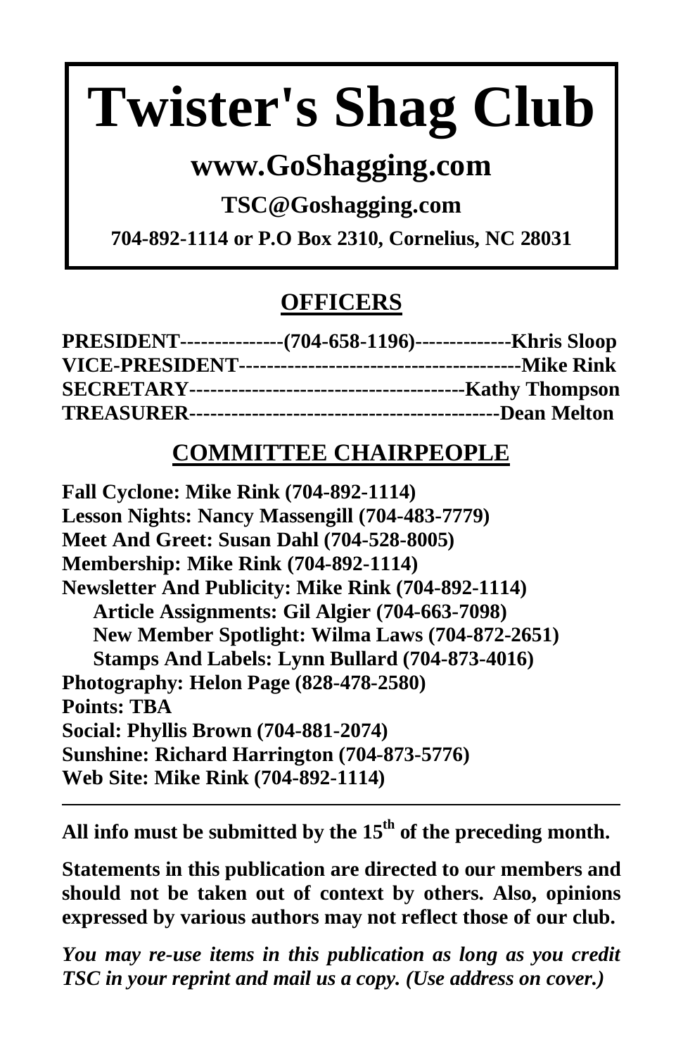# Twister's Shag Club

## www.GoShagging.com

**TSC@Goshagging.com**

**704-892-1114 or P.O Box 2310, Cornelius, NC 28031**

## OFFICERS

**PRESIDENT---------------(704-658-1196)--------------Khris Sloop**
**VICE-PRESIDENT-----------------------------------------Mike Rink**
**SECRETARY----------------------------------------Kathy Thompson**
**TREASURER--------------------------------------------Dean Melton**

## COMMITTEE CHAIRPEOPLE

**Fall Cyclone: Mike Rink (704-892-1114)**
**Lesson Nights: Nancy Massengill (704-483-7779)**
**Meet And Greet: Susan Dahl (704-528-8005)**
**Membership: Mike Rink (704-892-1114)**
**Newsletter And Publicity: Mike Rink (704-892-1114)**
- **Article Assignments: Gil Algier (704-663-7098)**
- **New Member Spotlight: Wilma Laws (704-872-2651)**
- **Stamps And Labels: Lynn Bullard (704-873-4016)**

**Photography: Helon Page (828-478-2580)**
**Points: TBA**
**Social: Phyllis Brown (704-881-2074)**
**Sunshine: Richard Harrington (704-873-5776)**
**Web Site: Mike Rink (704-892-1114)**

---

**All info must be submitted by the 15th of the preceding month.**

**Statements in this publication are directed to our members and should not be taken out of context by others. Also, opinions expressed by various authors may not reflect those of our club.**

***You may re-use items in this publication as long as you credit TSC in your reprint and mail us a copy. (Use address on cover.)***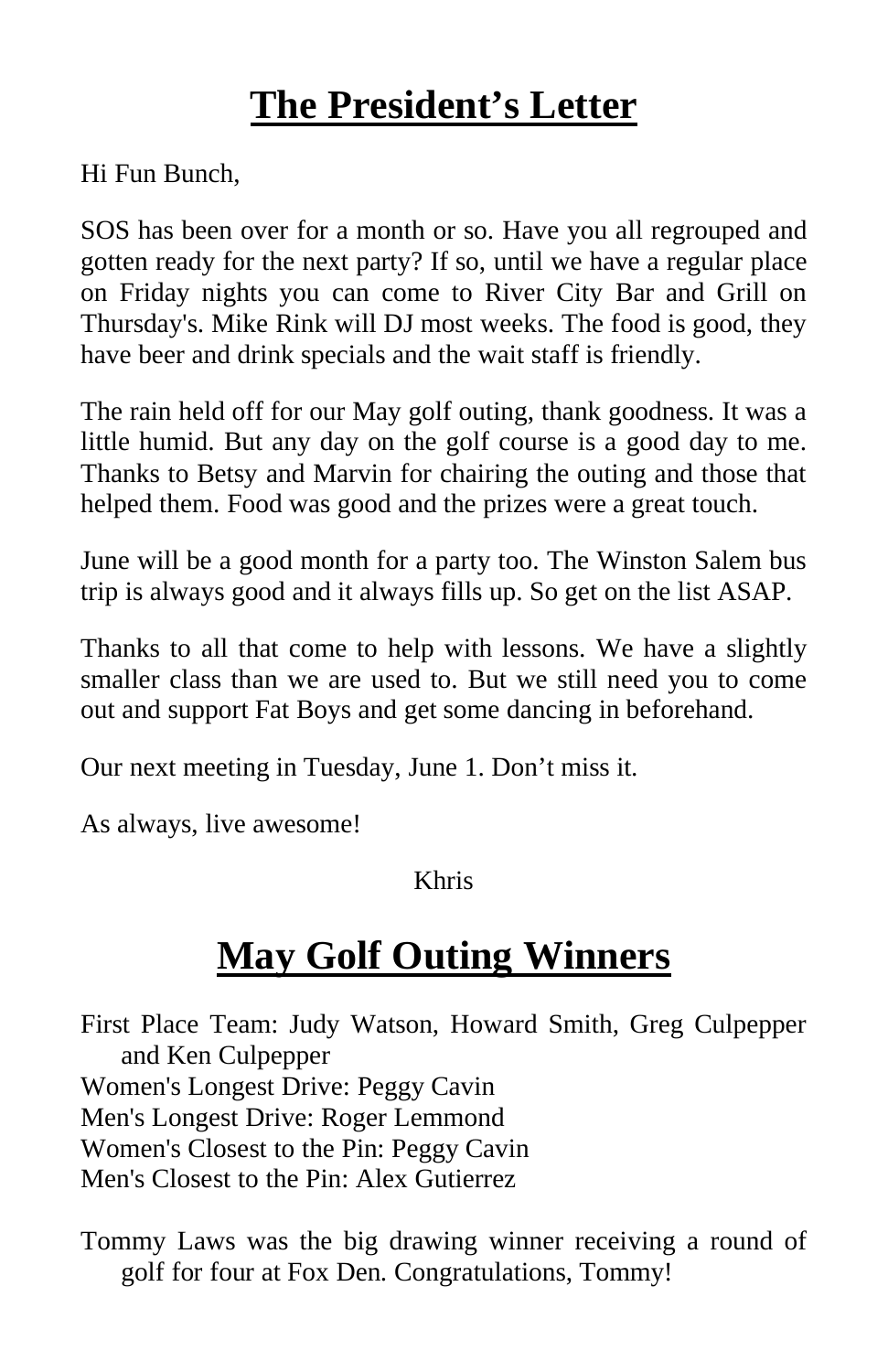# The President's Letter

Hi Fun Bunch,

SOS has been over for a month or so. Have you all regrouped and gotten ready for the next party? If so, until we have a regular place on Friday nights you can come to River City Bar and Grill on Thursday's. Mike Rink will DJ most weeks. The food is good, they have beer and drink specials and the wait staff is friendly.

The rain held off for our May golf outing, thank goodness. It was a little humid. But any day on the golf course is a good day to me. Thanks to Betsy and Marvin for chairing the outing and those that helped them. Food was good and the prizes were a great touch.

June will be a good month for a party too. The Winston Salem bus trip is always good and it always fills up. So get on the list ASAP.

Thanks to all that come to help with lessons. We have a slightly smaller class than we are used to. But we still need you to come out and support Fat Boys and get some dancing in beforehand.

Our next meeting in Tuesday, June 1. Don't miss it.

As always, live awesome!

Khris

# May Golf Outing Winners

First Place Team: Judy Watson, Howard Smith, Greg Culpepper and Ken Culpepper
Women's Longest Drive: Peggy Cavin
Men's Longest Drive: Roger Lemmond
Women's Closest to the Pin: Peggy Cavin
Men's Closest to the Pin: Alex Gutierrez

Tommy Laws was the big drawing winner receiving a round of golf for four at Fox Den. Congratulations, Tommy!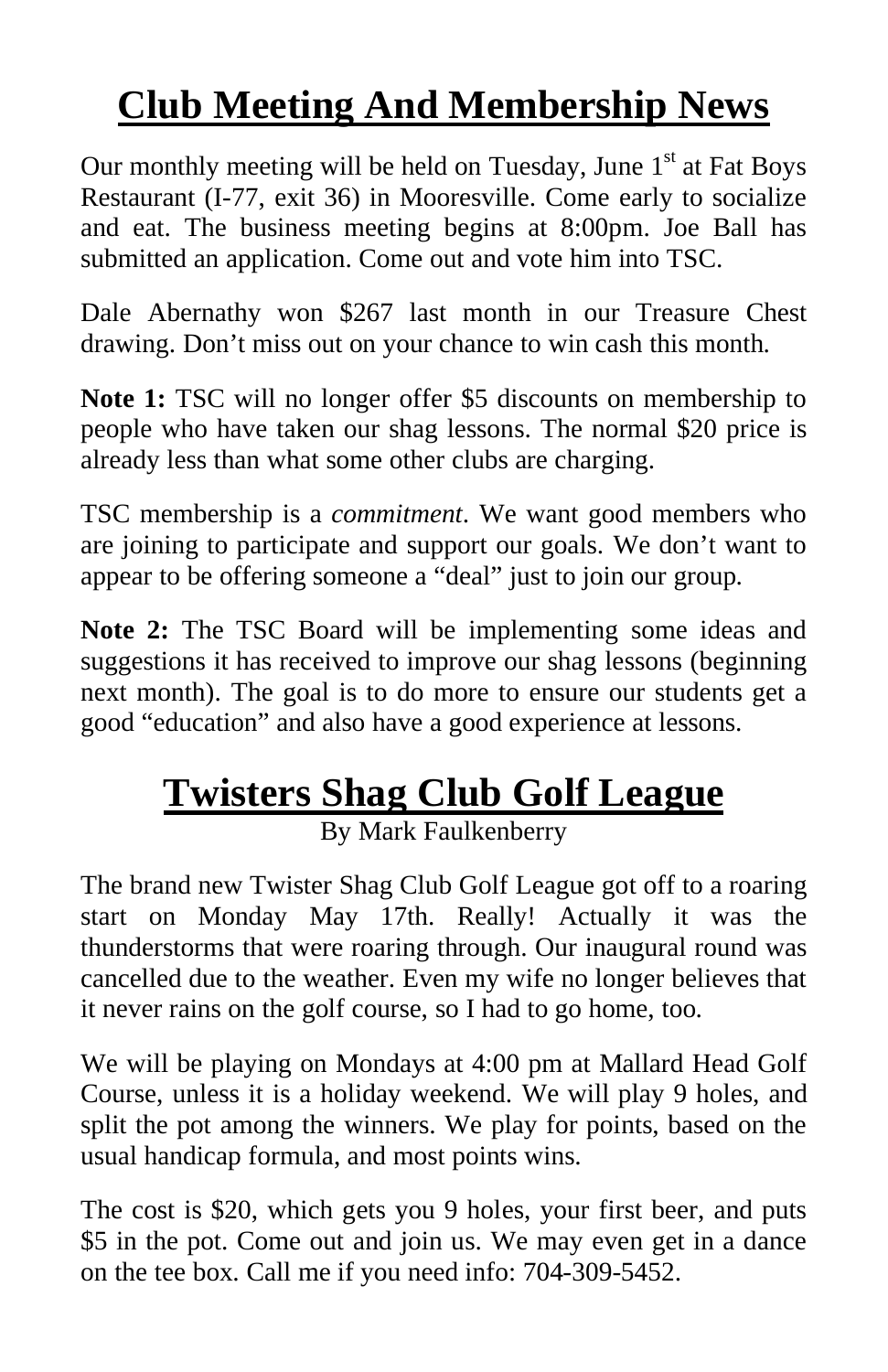# Club Meeting And Membership News

Our monthly meeting will be held on Tuesday, June 1st at Fat Boys Restaurant (I-77, exit 36) in Mooresville. Come early to socialize and eat. The business meeting begins at 8:00pm. Joe Ball has submitted an application. Come out and vote him into TSC.

Dale Abernathy won $267 last month in our Treasure Chest drawing. Don't miss out on your chance to win cash this month.

**Note 1:** TSC will no longer offer $5 discounts on membership to people who have taken our shag lessons. The normal $20 price is already less than what some other clubs are charging.

TSC membership is a *commitment*. We want good members who are joining to participate and support our goals. We don't want to appear to be offering someone a "deal" just to join our group.

**Note 2:** The TSC Board will be implementing some ideas and suggestions it has received to improve our shag lessons (beginning next month). The goal is to do more to ensure our students get a good "education" and also have a good experience at lessons.

# Twisters Shag Club Golf League

By Mark Faulkenberry

The brand new Twister Shag Club Golf League got off to a roaring start on Monday May 17th. Really! Actually it was the thunderstorms that were roaring through. Our inaugural round was cancelled due to the weather. Even my wife no longer believes that it never rains on the golf course, so I had to go home, too.

We will be playing on Mondays at 4:00 pm at Mallard Head Golf Course, unless it is a holiday weekend. We will play 9 holes, and split the pot among the winners. We play for points, based on the usual handicap formula, and most points wins.

The cost is $20, which gets you 9 holes, your first beer, and puts $5 in the pot. Come out and join us. We may even get in a dance on the tee box. Call me if you need info: 704-309-5452.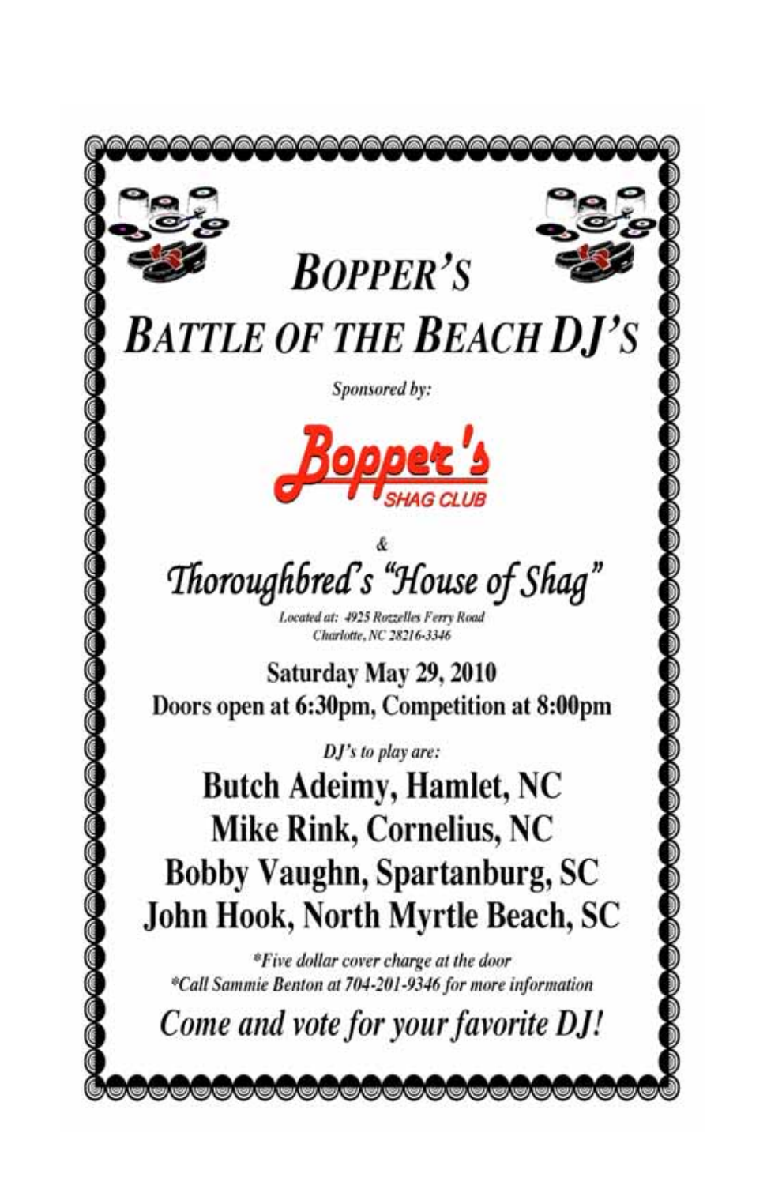# BOPPER'S BATTLE OF THE BEACH DJ'S

*Sponsored by:*

**Bopper's** SHAG CLUB

&

## Thoroughbred's "House of Shag"

*Located at: 4925 Rozzelles Ferry Road*
*Charlotte, NC 28216-3346*

**Saturday May 29, 2010**
**Doors open at 6:30pm, Competition at 8:00pm**

*DJ's to play are:*

**Butch Adeimy, Hamlet, NC**
**Mike Rink, Cornelius, NC**
**Bobby Vaughn, Spartanburg, SC**
**John Hook, North Myrtle Beach, SC**

*\*Five dollar cover charge at the door*
*\*Call Sammie Benton at 704-201-9346 for more information*

*Come and vote for your favorite DJ!*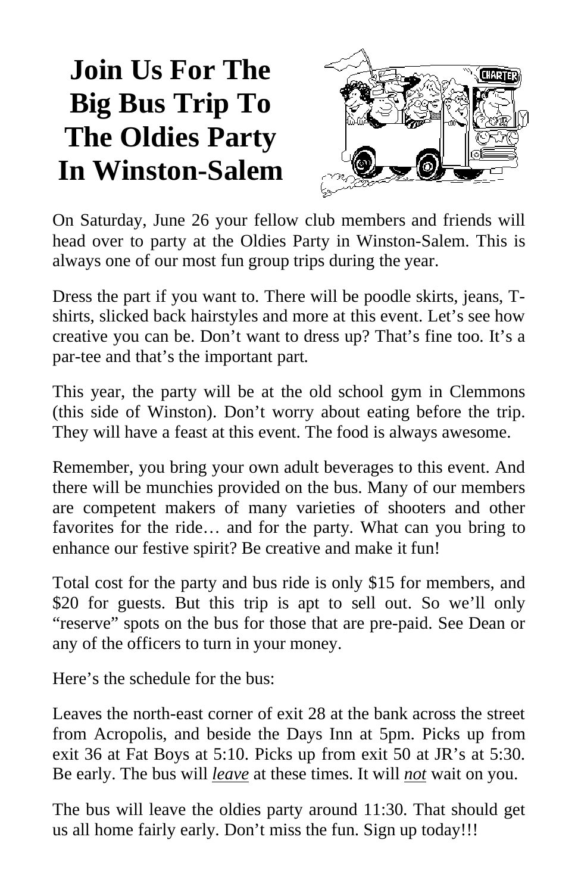# Join Us For The Big Bus Trip To The Oldies Party In Winston-Salem

On Saturday, June 26 your fellow club members and friends will head over to party at the Oldies Party in Winston-Salem. This is always one of our most fun group trips during the year.

Dress the part if you want to. There will be poodle skirts, jeans, T-shirts, slicked back hairstyles and more at this event. Let's see how creative you can be. Don't want to dress up? That's fine too. It's a par-tee and that's the important part.

This year, the party will be at the old school gym in Clemmons (this side of Winston). Don't worry about eating before the trip. They will have a feast at this event. The food is always awesome.

Remember, you bring your own adult beverages to this event. And there will be munchies provided on the bus. Many of our members are competent makers of many varieties of shooters and other favorites for the ride… and for the party. What can you bring to enhance our festive spirit? Be creative and make it fun!

Total cost for the party and bus ride is only $15 for members, and $20 for guests. But this trip is apt to sell out. So we'll only "reserve" spots on the bus for those that are pre-paid. See Dean or any of the officers to turn in your money.

Here's the schedule for the bus:

Leaves the north-east corner of exit 28 at the bank across the street from Acropolis, and beside the Days Inn at 5pm. Picks up from exit 36 at Fat Boys at 5:10. Picks up from exit 50 at JR's at 5:30. Be early. The bus will ***leave*** at these times. It will ***not*** wait on you.

The bus will leave the oldies party around 11:30. That should get us all home fairly early. Don't miss the fun. Sign up today!!!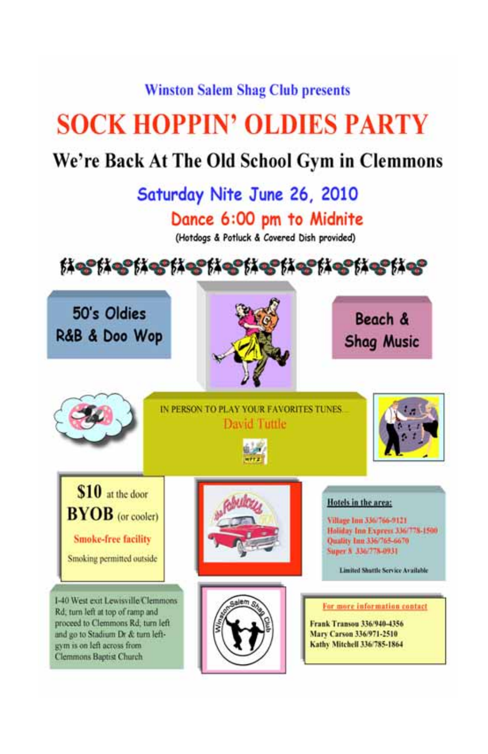Winston Salem Shag Club presents

# SOCK HOPPIN' OLDIES PARTY

## We're Back At The Old School Gym in Clemmons

### Saturday Nite June 26, 2010

### Dance 6:00 pm to Midnite

(Hotdogs & Potluck & Covered Dish provided)

50's Oldies R&B & Doo Wop

Beach & Shag Music

IN PERSON TO PLAY YOUR FAVORITES TUNES...

David Tuttle

**$10** at the door

**BYOB** (or cooler)

Smoke-free facility

Smoking permitted outside

**Hotels in the area:**

Village Inn 336/766-9121
Holiday Inn Express 336/778-1500
Quality Inn 336/765-6670
Super 8 336/778-0931

Limited Shuttle Service Available

I-40 West exit Lewisville/Clemmons Rd; turn left at top of ramp and proceed to Clemmons Rd; turn left and go to Stadium Dr & turn left-gym is on left across from Clemmons Baptist Church

**For more information contact**

Frank Transou 336/940-4356
Mary Carson 336/971-2510
Kathy Mitchell 336/785-1864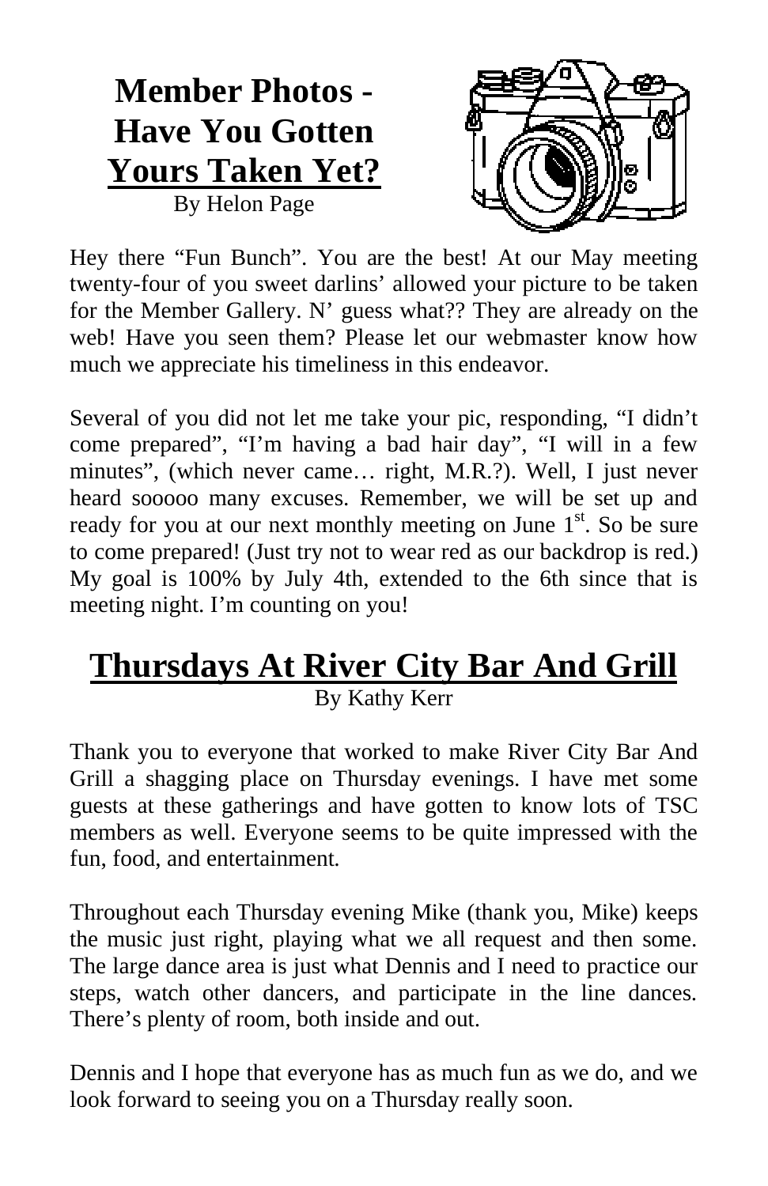# Member Photos - Have You Gotten Yours Taken Yet?

By Helon Page

Hey there "Fun Bunch". You are the best! At our May meeting twenty-four of you sweet darlins' allowed your picture to be taken for the Member Gallery. N' guess what?? They are already on the web! Have you seen them? Please let our webmaster know how much we appreciate his timeliness in this endeavor.

Several of you did not let me take your pic, responding, "I didn't come prepared", "I'm having a bad hair day", "I will in a few minutes", (which never came… right, M.R.?). Well, I just never heard sooooo many excuses. Remember, we will be set up and ready for you at our next monthly meeting on June 1st. So be sure to come prepared! (Just try not to wear red as our backdrop is red.) My goal is 100% by July 4th, extended to the 6th since that is meeting night. I'm counting on you!

# Thursdays At River City Bar And Grill

By Kathy Kerr

Thank you to everyone that worked to make River City Bar And Grill a shagging place on Thursday evenings. I have met some guests at these gatherings and have gotten to know lots of TSC members as well. Everyone seems to be quite impressed with the fun, food, and entertainment.

Throughout each Thursday evening Mike (thank you, Mike) keeps the music just right, playing what we all request and then some. The large dance area is just what Dennis and I need to practice our steps, watch other dancers, and participate in the line dances. There's plenty of room, both inside and out.

Dennis and I hope that everyone has as much fun as we do, and we look forward to seeing you on a Thursday really soon.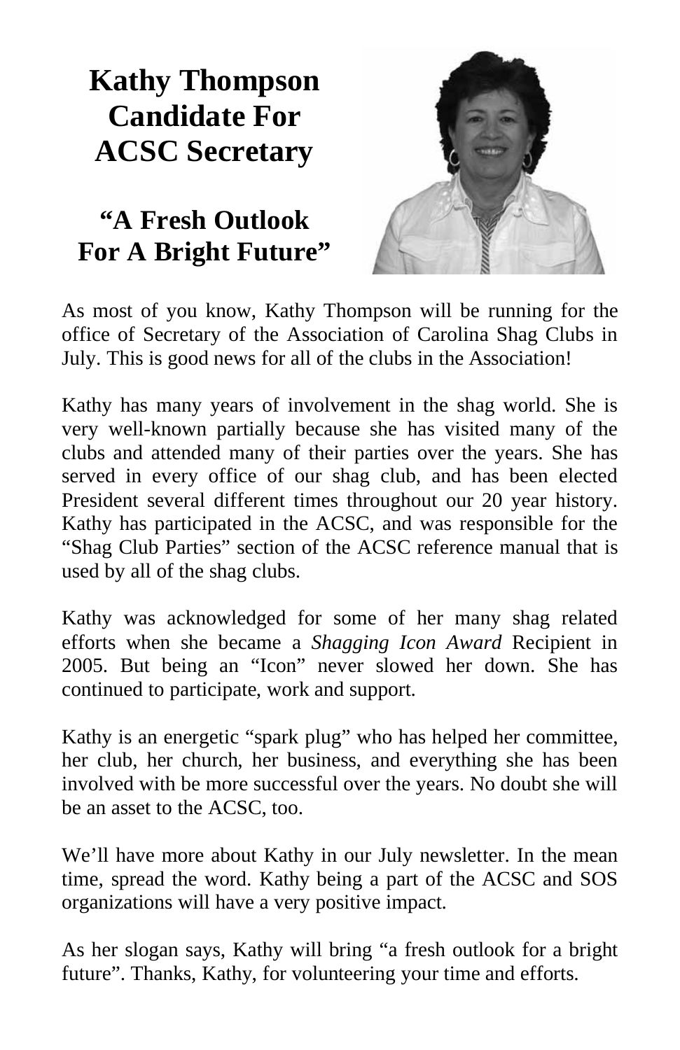# Kathy Thompson Candidate For ACSC Secretary

## “A Fresh Outlook For A Bright Future”

As most of you know, Kathy Thompson will be running for the office of Secretary of the Association of Carolina Shag Clubs in July. This is good news for all of the clubs in the Association!

Kathy has many years of involvement in the shag world. She is very well-known partially because she has visited many of the clubs and attended many of their parties over the years. She has served in every office of our shag club, and has been elected President several different times throughout our 20 year history. Kathy has participated in the ACSC, and was responsible for the “Shag Club Parties” section of the ACSC reference manual that is used by all of the shag clubs.

Kathy was acknowledged for some of her many shag related efforts when she became a *Shagging Icon Award* Recipient in 2005. But being an “Icon” never slowed her down. She has continued to participate, work and support.

Kathy is an energetic “spark plug” who has helped her committee, her club, her church, her business, and everything she has been involved with be more successful over the years. No doubt she will be an asset to the ACSC, too.

We’ll have more about Kathy in our July newsletter. In the mean time, spread the word. Kathy being a part of the ACSC and SOS organizations will have a very positive impact.

As her slogan says, Kathy will bring “a fresh outlook for a bright future”. Thanks, Kathy, for volunteering your time and efforts.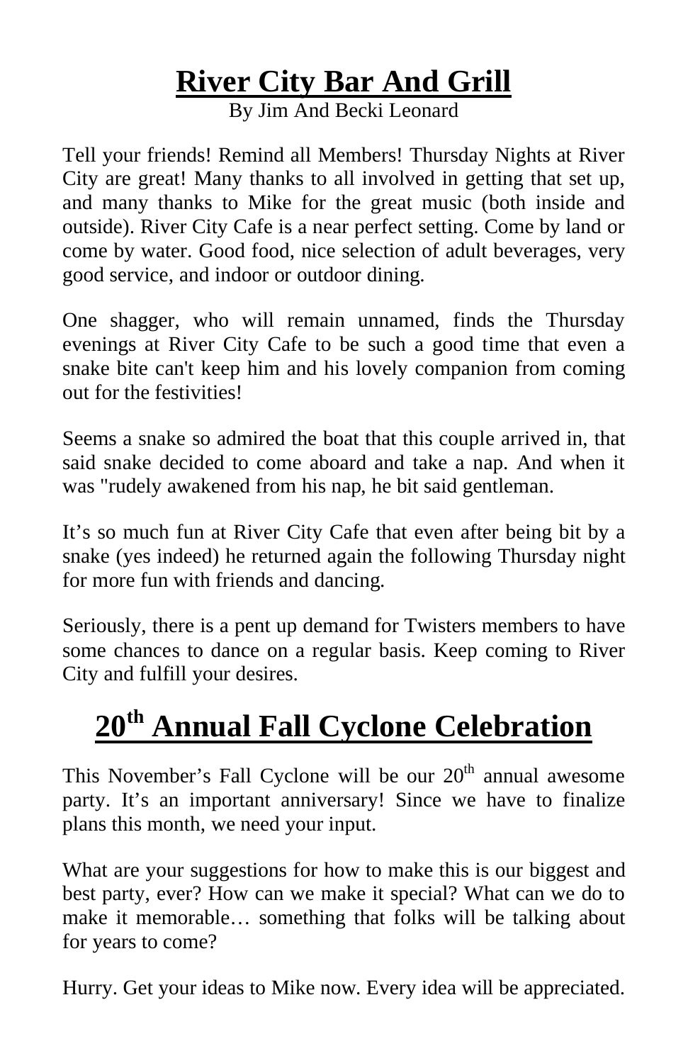# River City Bar And Grill

By Jim And Becki Leonard

Tell your friends! Remind all Members! Thursday Nights at River City are great! Many thanks to all involved in getting that set up, and many thanks to Mike for the great music (both inside and outside). River City Cafe is a near perfect setting. Come by land or come by water. Good food, nice selection of adult beverages, very good service, and indoor or outdoor dining.

One shagger, who will remain unnamed, finds the Thursday evenings at River City Cafe to be such a good time that even a snake bite can't keep him and his lovely companion from coming out for the festivities!

Seems a snake so admired the boat that this couple arrived in, that said snake decided to come aboard and take a nap. And when it was "rudely awakened from his nap, he bit said gentleman.

It's so much fun at River City Cafe that even after being bit by a snake (yes indeed) he returned again the following Thursday night for more fun with friends and dancing.

Seriously, there is a pent up demand for Twisters members to have some chances to dance on a regular basis. Keep coming to River City and fulfill your desires.

# 20th Annual Fall Cyclone Celebration

This November's Fall Cyclone will be our 20th annual awesome party. It's an important anniversary! Since we have to finalize plans this month, we need your input.

What are your suggestions for how to make this is our biggest and best party, ever? How can we make it special? What can we do to make it memorable… something that folks will be talking about for years to come?

Hurry. Get your ideas to Mike now. Every idea will be appreciated.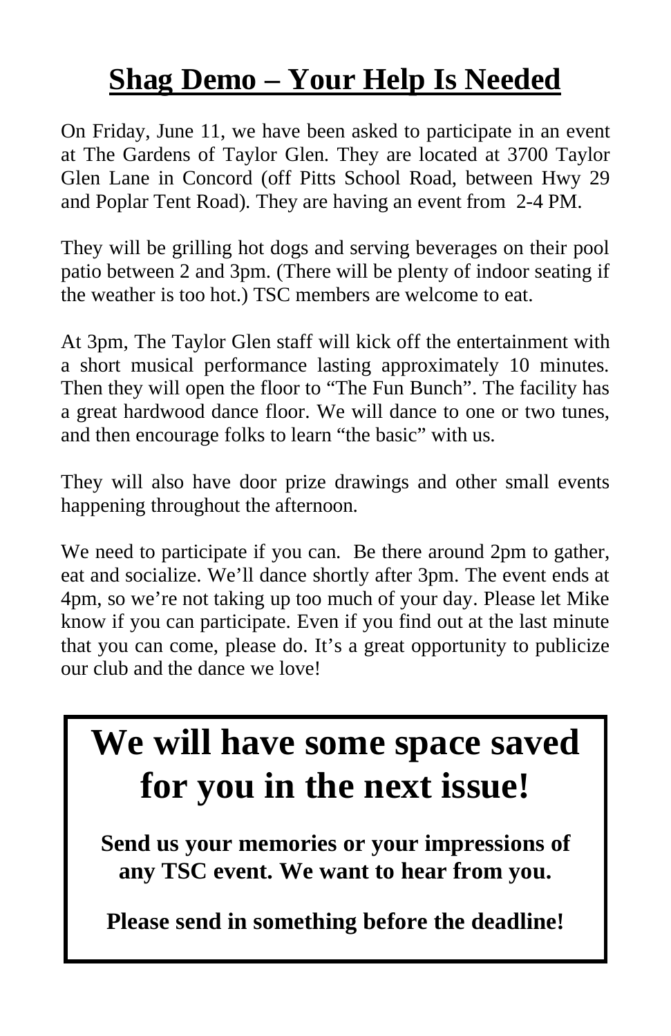# Shag Demo – Your Help Is Needed

On Friday, June 11, we have been asked to participate in an event at The Gardens of Taylor Glen. They are located at 3700 Taylor Glen Lane in Concord (off Pitts School Road, between Hwy 29 and Poplar Tent Road). They are having an event from 2-4 PM.

They will be grilling hot dogs and serving beverages on their pool patio between 2 and 3pm. (There will be plenty of indoor seating if the weather is too hot.) TSC members are welcome to eat.

At 3pm, The Taylor Glen staff will kick off the entertainment with a short musical performance lasting approximately 10 minutes. Then they will open the floor to "The Fun Bunch". The facility has a great hardwood dance floor. We will dance to one or two tunes, and then encourage folks to learn "the basic" with us.

They will also have door prize drawings and other small events happening throughout the afternoon.

We need to participate if you can. Be there around 2pm to gather, eat and socialize. We'll dance shortly after 3pm. The event ends at 4pm, so we're not taking up too much of your day. Please let Mike know if you can participate. Even if you find out at the last minute that you can come, please do. It's a great opportunity to publicize our club and the dance we love!

# We will have some space saved for you in the next issue!

**Send us your memories or your impressions of any TSC event. We want to hear from you.**

**Please send in something before the deadline!**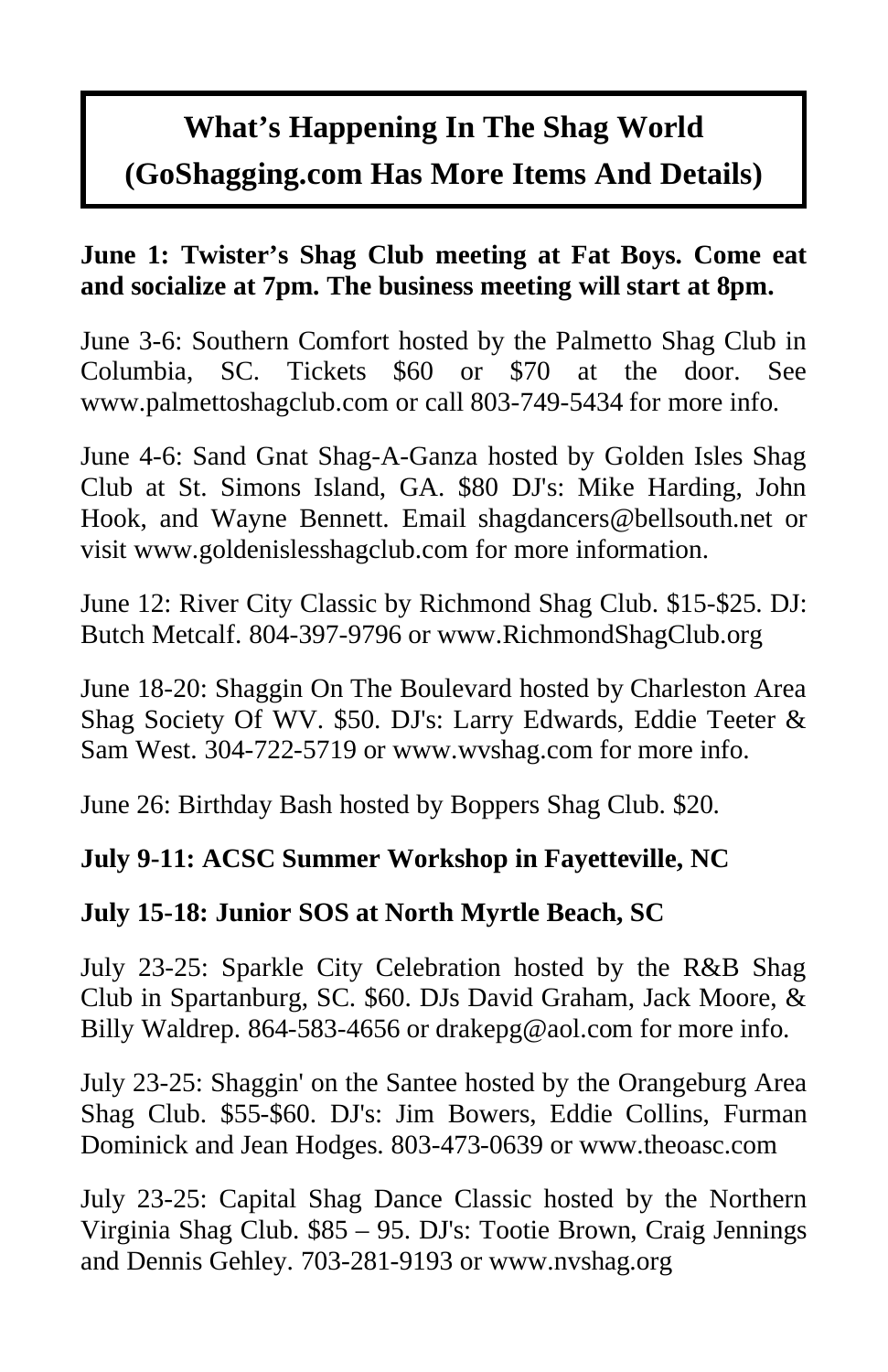# What's Happening In The Shag World
## (GoShagging.com Has More Items And Details)

**June 1: Twister's Shag Club meeting at Fat Boys. Come eat and socialize at 7pm. The business meeting will start at 8pm.**

June 3-6: Southern Comfort hosted by the Palmetto Shag Club in Columbia, SC. Tickets $60 or $70 at the door. See www.palmettoshagclub.com or call 803-749-5434 for more info.

June 4-6: Sand Gnat Shag-A-Ganza hosted by Golden Isles Shag Club at St. Simons Island, GA. $80 DJ's: Mike Harding, John Hook, and Wayne Bennett. Email shagdancers@bellsouth.net or visit www.goldenislesshagclub.com for more information.

June 12: River City Classic by Richmond Shag Club. $15-$25. DJ: Butch Metcalf. 804-397-9796 or www.RichmondShagClub.org

June 18-20: Shaggin On The Boulevard hosted by Charleston Area Shag Society Of WV. $50. DJ's: Larry Edwards, Eddie Teeter & Sam West. 304-722-5719 or www.wvshag.com for more info.

June 26: Birthday Bash hosted by Boppers Shag Club. $20.

**July 9-11: ACSC Summer Workshop in Fayetteville, NC**

**July 15-18: Junior SOS at North Myrtle Beach, SC**

July 23-25: Sparkle City Celebration hosted by the R&B Shag Club in Spartanburg, SC. $60. DJs David Graham, Jack Moore, & Billy Waldrep. 864-583-4656 or drakepg@aol.com for more info.

July 23-25: Shaggin' on the Santee hosted by the Orangeburg Area Shag Club. $55-$60. DJ's: Jim Bowers, Eddie Collins, Furman Dominick and Jean Hodges. 803-473-0639 or www.theoasc.com

July 23-25: Capital Shag Dance Classic hosted by the Northern Virginia Shag Club. $85 – 95. DJ's: Tootie Brown, Craig Jennings and Dennis Gehley. 703-281-9193 or www.nvshag.org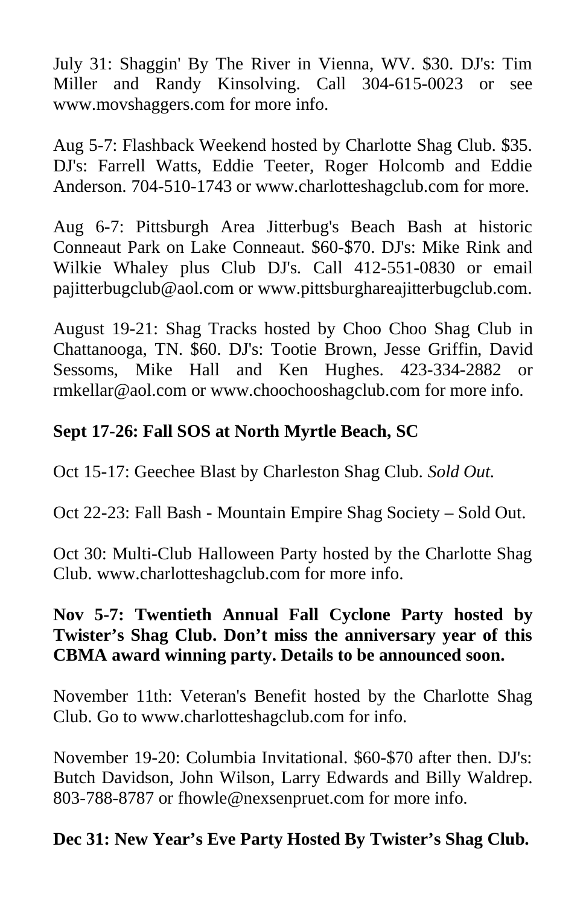July 31: Shaggin' By The River in Vienna, WV. $30. DJ's: Tim Miller and Randy Kinsolving. Call 304-615-0023 or see www.movshaggers.com for more info.

Aug 5-7: Flashback Weekend hosted by Charlotte Shag Club. $35. DJ's: Farrell Watts, Eddie Teeter, Roger Holcomb and Eddie Anderson. 704-510-1743 or www.charlotteshagclub.com for more.

Aug 6-7: Pittsburgh Area Jitterbug's Beach Bash at historic Conneaut Park on Lake Conneaut. $60-$70. DJ's: Mike Rink and Wilkie Whaley plus Club DJ's. Call 412-551-0830 or email pajitterbugclub@aol.com or www.pittsburghareajitterbugclub.com.

August 19-21: Shag Tracks hosted by Choo Choo Shag Club in Chattanooga, TN. $60. DJ's: Tootie Brown, Jesse Griffin, David Sessoms, Mike Hall and Ken Hughes. 423-334-2882 or rmkellar@aol.com or www.choochooshagclub.com for more info.

**Sept 17-26: Fall SOS at North Myrtle Beach, SC**

Oct 15-17: Geechee Blast by Charleston Shag Club. *Sold Out.*

Oct 22-23: Fall Bash - Mountain Empire Shag Society – Sold Out.

Oct 30: Multi-Club Halloween Party hosted by the Charlotte Shag Club. www.charlotteshagclub.com for more info.

**Nov 5-7: Twentieth Annual Fall Cyclone Party hosted by Twister's Shag Club. Don't miss the anniversary year of this CBMA award winning party. Details to be announced soon.**

November 11th: Veteran's Benefit hosted by the Charlotte Shag Club. Go to www.charlotteshagclub.com for info.

November 19-20: Columbia Invitational. $60-$70 after then. DJ's: Butch Davidson, John Wilson, Larry Edwards and Billy Waldrep. 803-788-8787 or fhowle@nexsenpruet.com for more info.

**Dec 31: New Year's Eve Party Hosted By Twister's Shag Club.**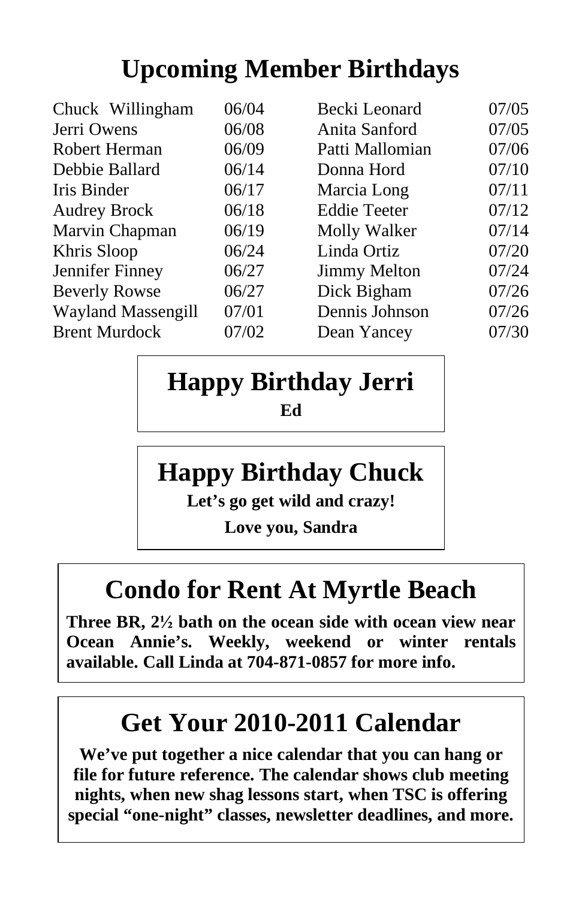# Upcoming Member Birthdays

| Name | Date |
|---|---|
| Chuck Willingham | 06/04 |
| Jerri Owens | 06/08 |
| Robert Herman | 06/09 |
| Debbie Ballard | 06/14 |
| Iris Binder | 06/17 |
| Audrey Brock | 06/18 |
| Marvin Chapman | 06/19 |
| Khris Sloop | 06/24 |
| Jennifer Finney | 06/27 |
| Beverly Rowse | 06/27 |
| Wayland Massengill | 07/01 |
| Brent Murdock | 07/02 |
| Becki Leonard | 07/05 |
| Anita Sanford | 07/05 |
| Patti Mallomian | 07/06 |
| Donna Hord | 07/10 |
| Marcia Long | 07/11 |
| Eddie Teeter | 07/12 |
| Molly Walker | 07/14 |
| Linda Ortiz | 07/20 |
| Jimmy Melton | 07/24 |
| Dick Bigham | 07/26 |
| Dennis Johnson | 07/26 |
| Dean Yancey | 07/30 |

## Happy Birthday Jerri

**Ed**

## Happy Birthday Chuck

**Let's go get wild and crazy!**

**Love you, Sandra**

## Condo for Rent At Myrtle Beach

**Three BR, 2½ bath on the ocean side with ocean view near Ocean Annie's. Weekly, weekend or winter rentals available. Call Linda at 704-871-0857 for more info.**

## Get Your 2010-2011 Calendar

**We've put together a nice calendar that you can hang or file for future reference. The calendar shows club meeting nights, when new shag lessons start, when TSC is offering special "one-night" classes, newsletter deadlines, and more.**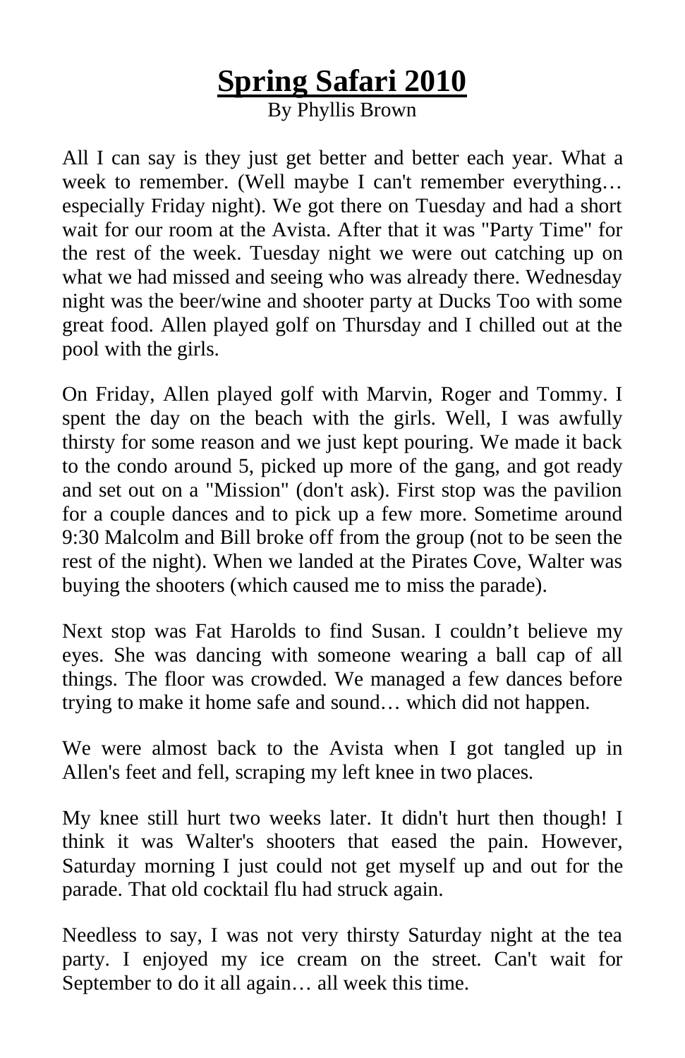# <u>Spring Safari 2010</u>

By Phyllis Brown

All I can say is they just get better and better each year. What a week to remember. (Well maybe I can't remember everything… especially Friday night). We got there on Tuesday and had a short wait for our room at the Avista. After that it was "Party Time" for the rest of the week. Tuesday night we were out catching up on what we had missed and seeing who was already there. Wednesday night was the beer/wine and shooter party at Ducks Too with some great food. Allen played golf on Thursday and I chilled out at the pool with the girls.

On Friday, Allen played golf with Marvin, Roger and Tommy. I spent the day on the beach with the girls. Well, I was awfully thirsty for some reason and we just kept pouring. We made it back to the condo around 5, picked up more of the gang, and got ready and set out on a "Mission" (don't ask). First stop was the pavilion for a couple dances and to pick up a few more. Sometime around 9:30 Malcolm and Bill broke off from the group (not to be seen the rest of the night). When we landed at the Pirates Cove, Walter was buying the shooters (which caused me to miss the parade).

Next stop was Fat Harolds to find Susan. I couldn't believe my eyes. She was dancing with someone wearing a ball cap of all things. The floor was crowded. We managed a few dances before trying to make it home safe and sound… which did not happen.

We were almost back to the Avista when I got tangled up in Allen's feet and fell, scraping my left knee in two places.

My knee still hurt two weeks later. It didn't hurt then though! I think it was Walter's shooters that eased the pain. However, Saturday morning I just could not get myself up and out for the parade. That old cocktail flu had struck again.

Needless to say, I was not very thirsty Saturday night at the tea party. I enjoyed my ice cream on the street. Can't wait for September to do it all again… all week this time.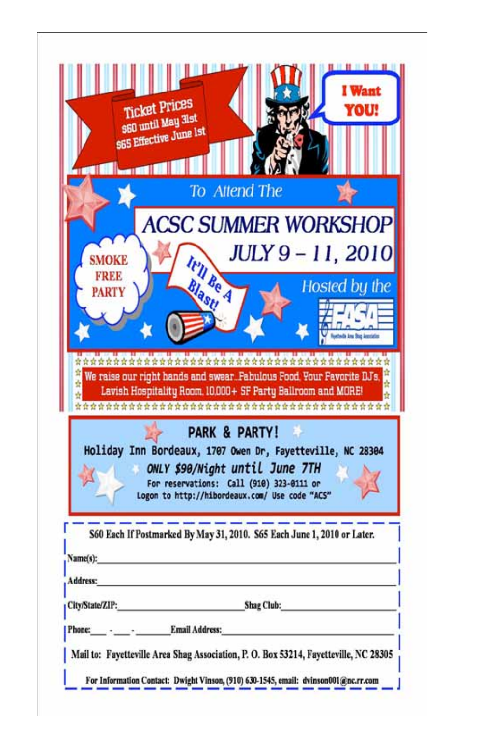**Ticket Prices**
$60 until May 31st
$65 Effective June 1st

**I Want YOU!**

To Attend The

# ACSC SUMMER WORKSHOP

## JULY 9 – 11, 2010

Hosted by the

FASA
Fayetteville Area Shag Association

SMOKE FREE PARTY

It'll Be A Blast!

We raise our right hands and swear...Fabulous Food, Your Favorite DJ's, Lavish Hospitality Room, 10,000+ SF Party Ballroom and MORE!

## PARK & PARTY!

Holiday Inn Bordeaux, 1707 Owen Dr, Fayetteville, NC 28304

*ONLY $90/Night until June 7TH*

For reservations: Call (910) 323-0111 or
Logon to http://hibordeaux.com/ Use code "ACS"

---

$60 Each If Postmarked By May 31, 2010. $65 Each June 1, 2010 or Later.

Name(s):\_\_\_\_\_\_\_\_\_\_\_\_\_\_\_\_\_\_\_\_\_\_\_\_\_\_\_\_\_\_\_\_\_\_\_\_\_\_\_\_

Address:\_\_\_\_\_\_\_\_\_\_\_\_\_\_\_\_\_\_\_\_\_\_\_\_\_\_\_\_\_\_\_\_\_\_\_\_\_\_\_\_

City/State/ZIP:\_\_\_\_\_\_\_\_\_\_\_\_\_\_\_\_\_\_\_\_ Shag Club:\_\_\_\_\_\_\_\_\_\_\_\_\_\_\_\_\_\_\_\_

Phone:\_\_\_ - \_\_\_ - \_\_\_\_\_ Email Address:\_\_\_\_\_\_\_\_\_\_\_\_\_\_\_\_\_\_\_\_\_\_\_\_\_\_\_\_

Mail to: Fayetteville Area Shag Association, P. O. Box 53214, Fayetteville, NC 28305

For Information Contact: Dwight Vinson, (910) 630-1545, email: dvinson001@nc.rr.com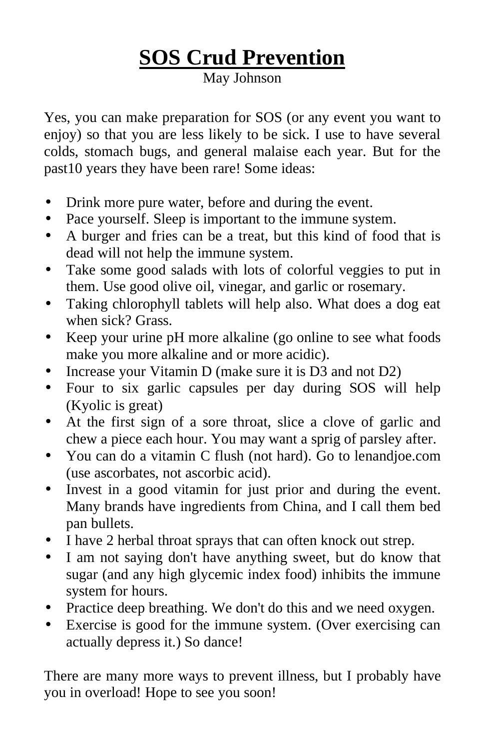# SOS Crud Prevention

May Johnson

Yes, you can make preparation for SOS (or any event you want to enjoy) so that you are less likely to be sick. I use to have several colds, stomach bugs, and general malaise each year. But for the past10 years they have been rare! Some ideas:

- Drink more pure water, before and during the event.
- Pace yourself. Sleep is important to the immune system.
- A burger and fries can be a treat, but this kind of food that is dead will not help the immune system.
- Take some good salads with lots of colorful veggies to put in them. Use good olive oil, vinegar, and garlic or rosemary.
- Taking chlorophyll tablets will help also. What does a dog eat when sick? Grass.
- Keep your urine pH more alkaline (go online to see what foods make you more alkaline and or more acidic).
- Increase your Vitamin D (make sure it is D3 and not D2)
- Four to six garlic capsules per day during SOS will help (Kyolic is great)
- At the first sign of a sore throat, slice a clove of garlic and chew a piece each hour. You may want a sprig of parsley after.
- You can do a vitamin C flush (not hard). Go to lenandjoe.com (use ascorbates, not ascorbic acid).
- Invest in a good vitamin for just prior and during the event. Many brands have ingredients from China, and I call them bed pan bullets.
- I have 2 herbal throat sprays that can often knock out strep.
- I am not saying don't have anything sweet, but do know that sugar (and any high glycemic index food) inhibits the immune system for hours.
- Practice deep breathing. We don't do this and we need oxygen.
- Exercise is good for the immune system. (Over exercising can actually depress it.) So dance!

There are many more ways to prevent illness, but I probably have you in overload! Hope to see you soon!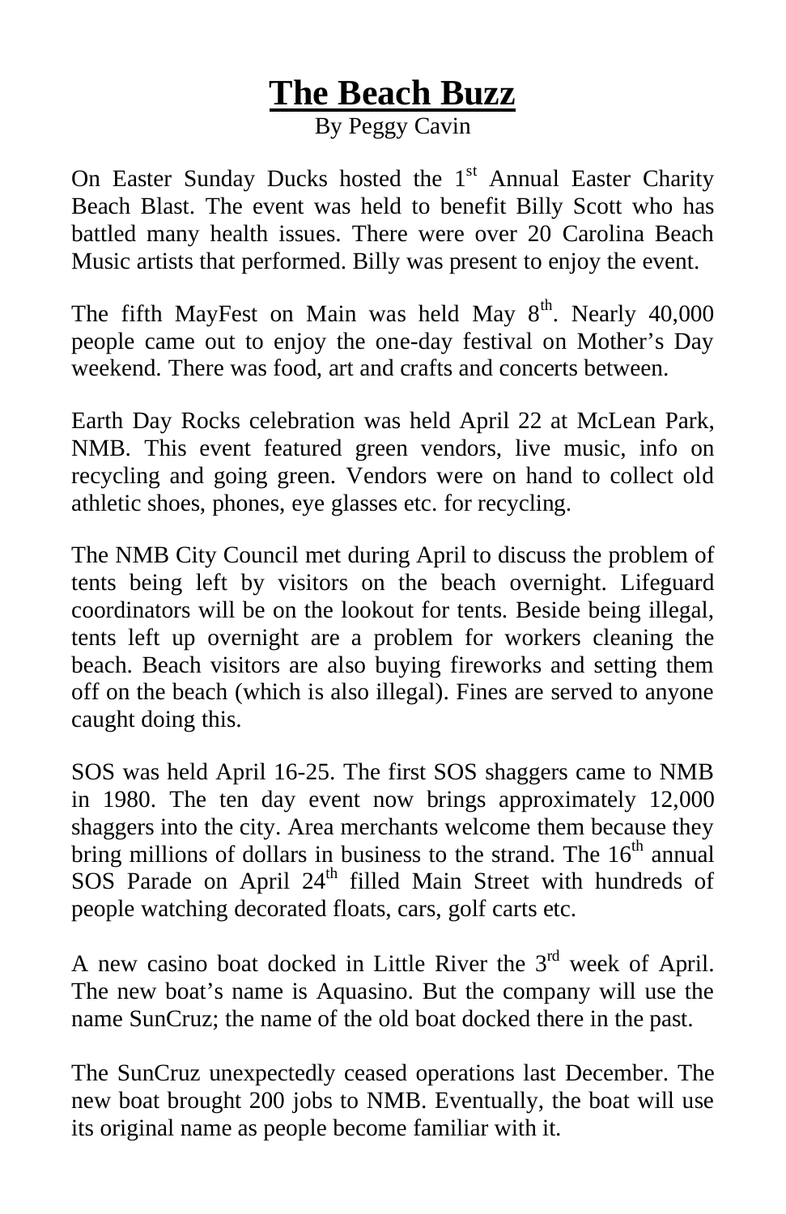# The Beach Buzz

By Peggy Cavin

On Easter Sunday Ducks hosted the 1st Annual Easter Charity Beach Blast. The event was held to benefit Billy Scott who has battled many health issues. There were over 20 Carolina Beach Music artists that performed. Billy was present to enjoy the event.

The fifth MayFest on Main was held May 8th. Nearly 40,000 people came out to enjoy the one-day festival on Mother's Day weekend. There was food, art and crafts and concerts between.

Earth Day Rocks celebration was held April 22 at McLean Park, NMB. This event featured green vendors, live music, info on recycling and going green. Vendors were on hand to collect old athletic shoes, phones, eye glasses etc. for recycling.

The NMB City Council met during April to discuss the problem of tents being left by visitors on the beach overnight. Lifeguard coordinators will be on the lookout for tents. Beside being illegal, tents left up overnight are a problem for workers cleaning the beach. Beach visitors are also buying fireworks and setting them off on the beach (which is also illegal). Fines are served to anyone caught doing this.

SOS was held April 16-25. The first SOS shaggers came to NMB in 1980. The ten day event now brings approximately 12,000 shaggers into the city. Area merchants welcome them because they bring millions of dollars in business to the strand. The 16th annual SOS Parade on April 24th filled Main Street with hundreds of people watching decorated floats, cars, golf carts etc.

A new casino boat docked in Little River the 3rd week of April. The new boat's name is Aquasino. But the company will use the name SunCruz; the name of the old boat docked there in the past.

The SunCruz unexpectedly ceased operations last December. The new boat brought 200 jobs to NMB. Eventually, the boat will use its original name as people become familiar with it.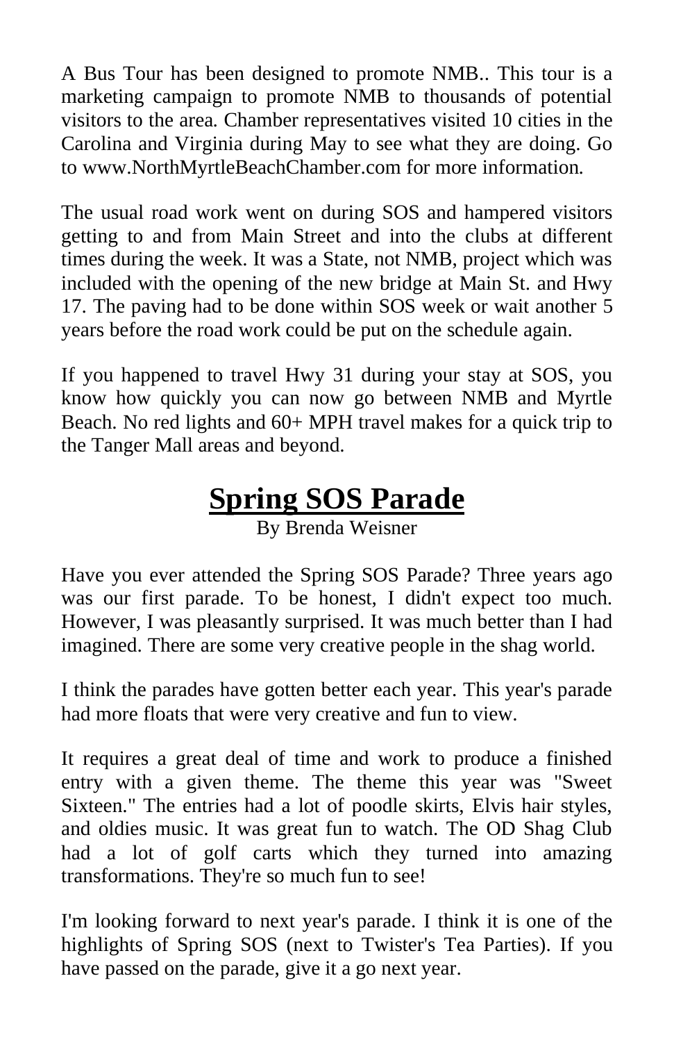A Bus Tour has been designed to promote NMB.. This tour is a marketing campaign to promote NMB to thousands of potential visitors to the area. Chamber representatives visited 10 cities in the Carolina and Virginia during May to see what they are doing. Go to www.NorthMyrtleBeachChamber.com for more information.

The usual road work went on during SOS and hampered visitors getting to and from Main Street and into the clubs at different times during the week. It was a State, not NMB, project which was included with the opening of the new bridge at Main St. and Hwy 17. The paving had to be done within SOS week or wait another 5 years before the road work could be put on the schedule again.

If you happened to travel Hwy 31 during your stay at SOS, you know how quickly you can now go between NMB and Myrtle Beach. No red lights and 60+ MPH travel makes for a quick trip to the Tanger Mall areas and beyond.

# Spring SOS Parade

By Brenda Weisner

Have you ever attended the Spring SOS Parade? Three years ago was our first parade. To be honest, I didn't expect too much. However, I was pleasantly surprised. It was much better than I had imagined. There are some very creative people in the shag world.

I think the parades have gotten better each year. This year's parade had more floats that were very creative and fun to view.

It requires a great deal of time and work to produce a finished entry with a given theme. The theme this year was "Sweet Sixteen." The entries had a lot of poodle skirts, Elvis hair styles, and oldies music. It was great fun to watch. The OD Shag Club had a lot of golf carts which they turned into amazing transformations. They're so much fun to see!

I'm looking forward to next year's parade. I think it is one of the highlights of Spring SOS (next to Twister's Tea Parties). If you have passed on the parade, give it a go next year.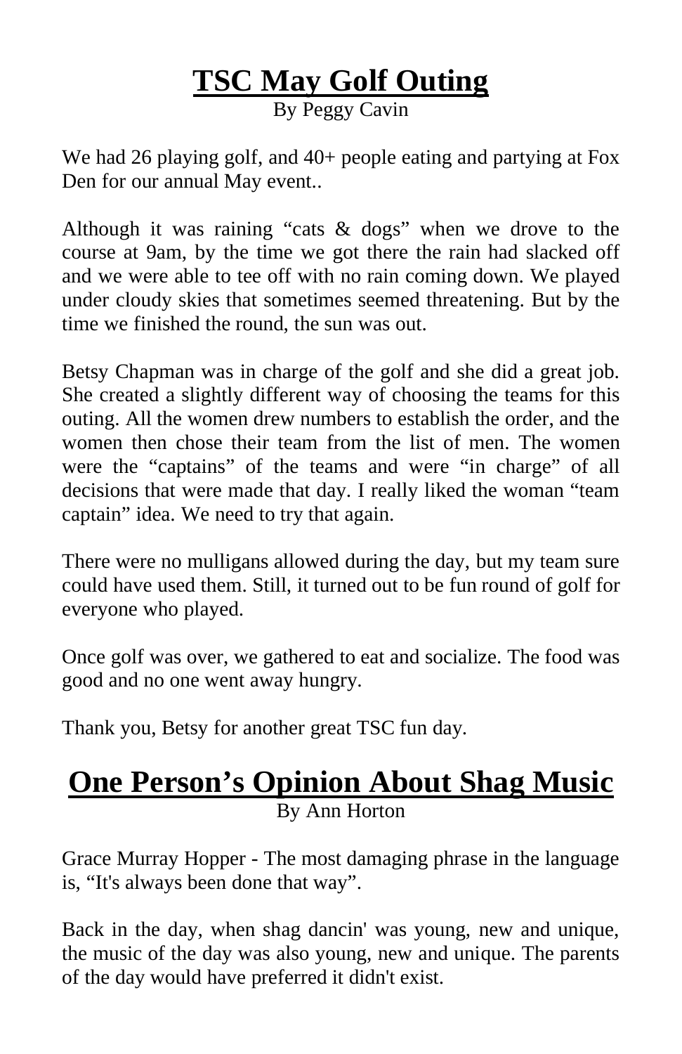# TSC May Golf Outing

By Peggy Cavin

We had 26 playing golf, and 40+ people eating and partying at Fox Den for our annual May event..

Although it was raining "cats & dogs" when we drove to the course at 9am, by the time we got there the rain had slacked off and we were able to tee off with no rain coming down. We played under cloudy skies that sometimes seemed threatening. But by the time we finished the round, the sun was out.

Betsy Chapman was in charge of the golf and she did a great job. She created a slightly different way of choosing the teams for this outing. All the women drew numbers to establish the order, and the women then chose their team from the list of men. The women were the "captains" of the teams and were "in charge" of all decisions that were made that day. I really liked the woman "team captain" idea. We need to try that again.

There were no mulligans allowed during the day, but my team sure could have used them. Still, it turned out to be fun round of golf for everyone who played.

Once golf was over, we gathered to eat and socialize. The food was good and no one went away hungry.

Thank you, Betsy for another great TSC fun day.

# One Person's Opinion About Shag Music

By Ann Horton

Grace Murray Hopper - The most damaging phrase in the language is, "It's always been done that way".

Back in the day, when shag dancin' was young, new and unique, the music of the day was also young, new and unique. The parents of the day would have preferred it didn't exist.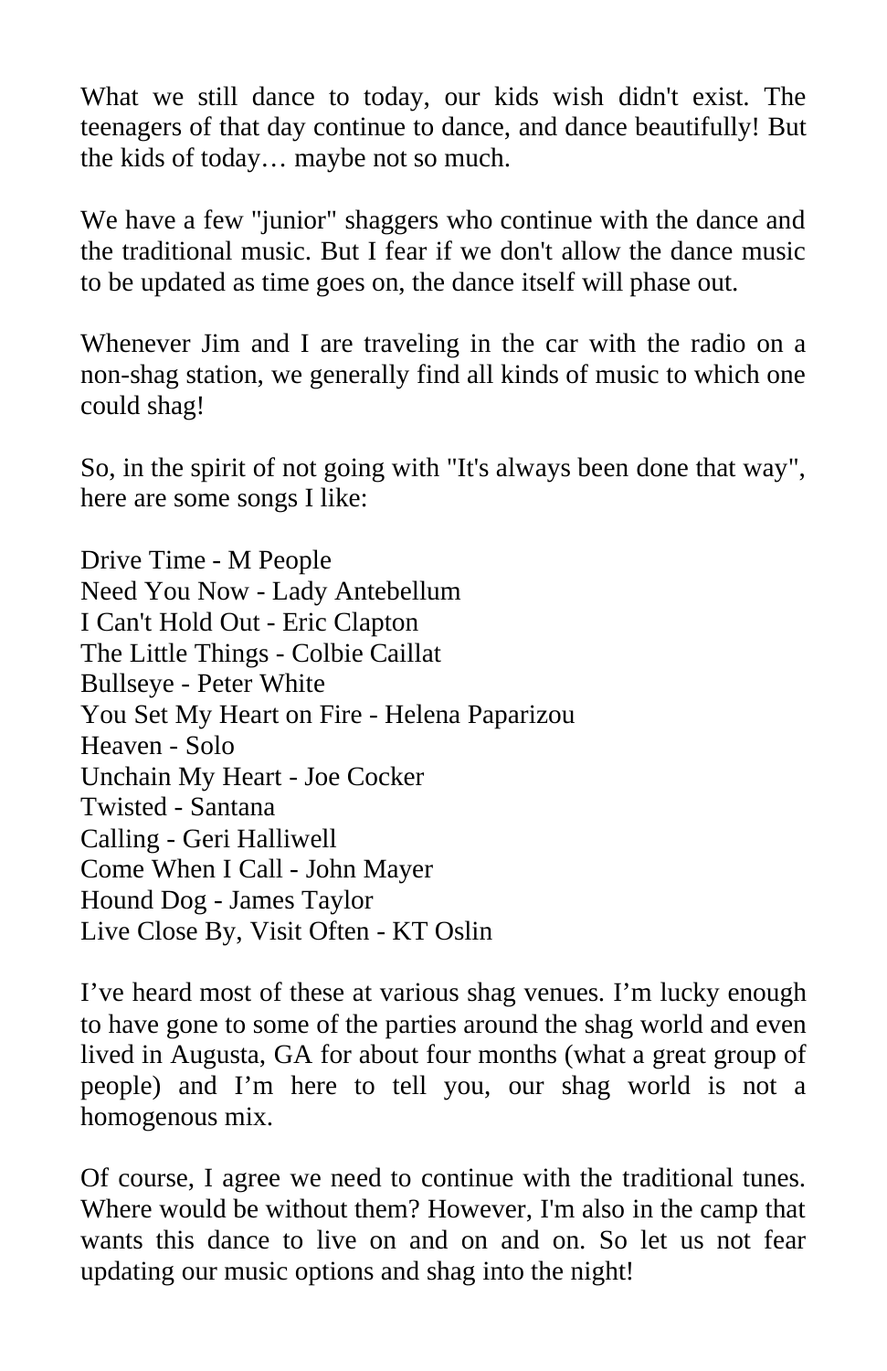What we still dance to today, our kids wish didn't exist. The teenagers of that day continue to dance, and dance beautifully! But the kids of today… maybe not so much.

We have a few "junior" shaggers who continue with the dance and the traditional music. But I fear if we don't allow the dance music to be updated as time goes on, the dance itself will phase out.

Whenever Jim and I are traveling in the car with the radio on a non-shag station, we generally find all kinds of music to which one could shag!

So, in the spirit of not going with "It's always been done that way", here are some songs I like:

Drive Time - M People  
Need You Now - Lady Antebellum  
I Can't Hold Out - Eric Clapton  
The Little Things - Colbie Caillat  
Bullseye - Peter White  
You Set My Heart on Fire - Helena Paparizou  
Heaven - Solo  
Unchain My Heart - Joe Cocker  
Twisted - Santana  
Calling - Geri Halliwell  
Come When I Call - John Mayer  
Hound Dog - James Taylor  
Live Close By, Visit Often - KT Oslin

I've heard most of these at various shag venues. I'm lucky enough to have gone to some of the parties around the shag world and even lived in Augusta, GA for about four months (what a great group of people) and I'm here to tell you, our shag world is not a homogenous mix.

Of course, I agree we need to continue with the traditional tunes. Where would be without them? However, I'm also in the camp that wants this dance to live on and on and on. So let us not fear updating our music options and shag into the night!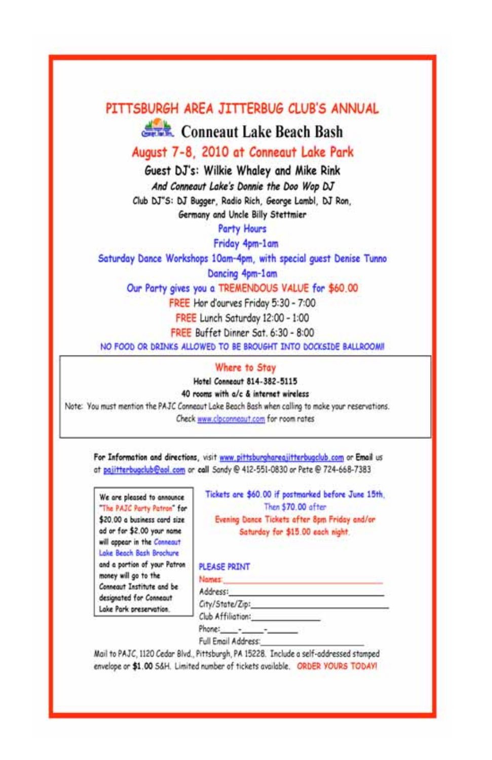# PITTSBURGH AREA JITTERBUG CLUB'S ANNUAL

## Conneaut Lake Beach Bash

### August 7-8, 2010 at Conneaut Lake Park

**Guest DJ's: Wilkie Whaley and Mike Rink**

*And Conneaut Lake's Donnie the Doo Wop DJ*

Club DJ"S: DJ Bugger, Radio Rich, George Lambl, DJ Ron, Germany and Uncle Billy Stettmier

Party Hours

Friday 4pm-1am

Saturday Dance Workshops 10am-4pm, with special guest Denise Tunno

Dancing 4pm-1am

Our Party gives you a TREMENDOUS VALUE for $60.00

FREE Hor d'ourves Friday 5:30 - 7:00

FREE Lunch Saturday 12:00 - 1:00

FREE Buffet Dinner Sat. 6:30 - 8:00

NO FOOD OR DRINKS ALLOWED TO BE BROUGHT INTO DOCKSIDE BALLROOM!!

---

**Where to Stay**

**Hotel Conneaut 814-382-5115**

**40 rooms with a/c & internet wireless**

Note: You must mention the PAJC Conneaut Lake Beach Bash when calling to make your reservations. Check www.clpconneaut.com for room rates

---

**For Information and directions**, visit www.pittsburghareajitterbugclub.com or **Email** us at pajitterbugclub@aol.com or **call** Sandy @ 412-551-0830 or Pete @ 724-668-7383

We are pleased to announce "The PAJC Party Patron" for $20.00 a business card size ad or for $2.00 your name will appear in the Conneaut Lake Beach Bash Brochure and a portion of your Patron money will go to the Conneaut Institute and be designated for Conneaut Lake Park preservation.

Tickets are $60.00 if postmarked before June 15th, Then $70.00 after

Evening Dance Tickets after 8pm Friday and/or Saturday for $15.00 each night.

PLEASE PRINT

Names:\_\_\_\_\_\_\_\_\_\_\_\_\_\_\_\_\_\_\_\_\_\_\_\_\_\_\_\_\_\_

Address:\_\_\_\_\_\_\_\_\_\_\_\_\_\_\_\_\_\_\_\_\_\_\_\_\_\_\_\_\_\_

City/State/Zip:\_\_\_\_\_\_\_\_\_\_\_\_\_\_\_\_\_\_\_\_\_\_\_\_\_\_\_\_\_\_

Club Affiliation:\_\_\_\_\_\_\_\_\_\_\_\_\_\_\_\_

Phone:\_\_\_\_-\_\_\_\_-\_\_\_\_\_\_

Full Email Address:\_\_\_\_\_\_\_\_\_\_\_\_\_\_\_\_\_\_\_\_

Mail to PAJC, 1120 Cedar Blvd., Pittsburgh, PA 15228. Include a self-addressed stamped envelope or **$1.00** S&H. Limited number of tickets available. ORDER YOURS TODAY!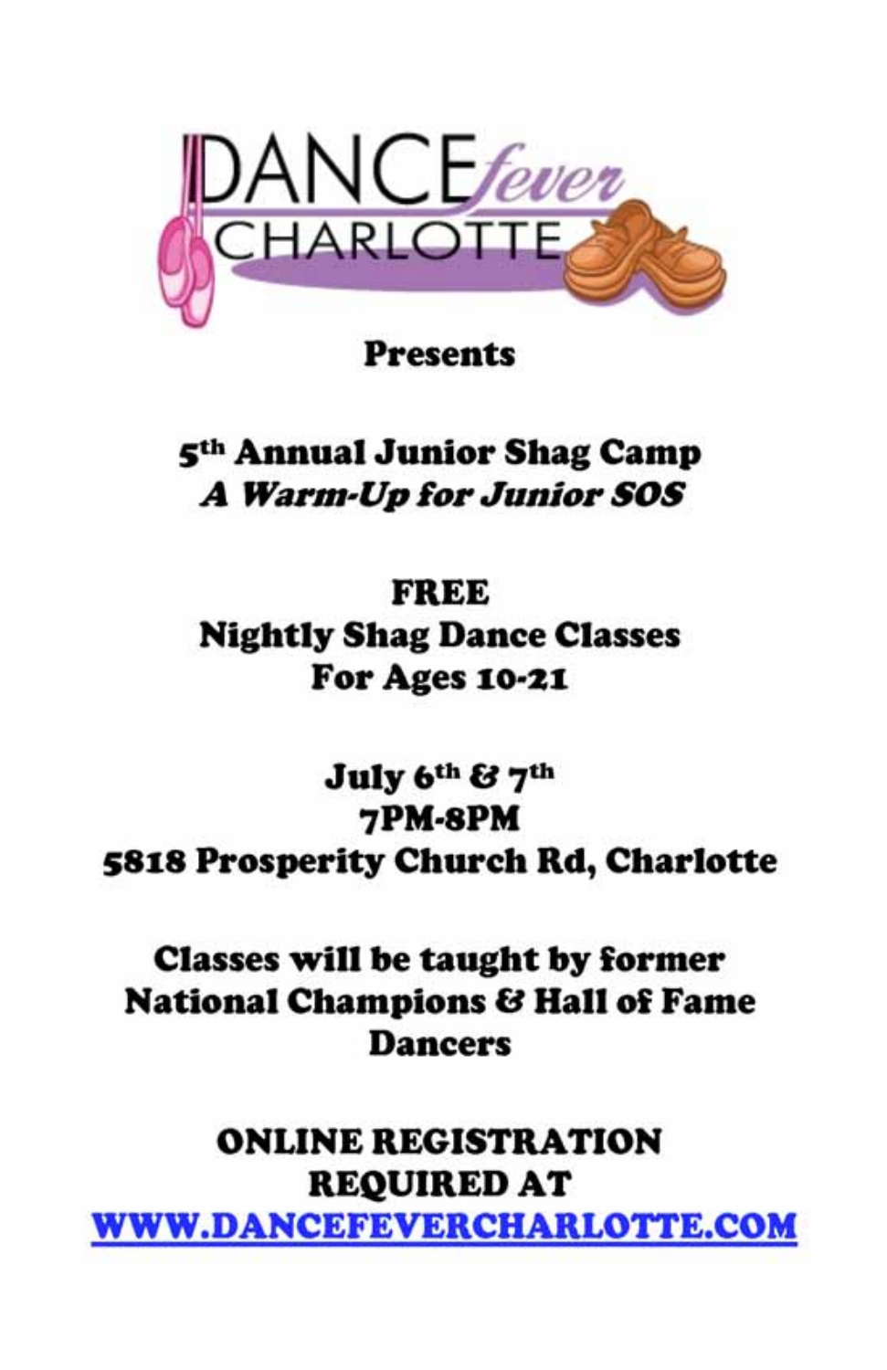DANCE *fever* CHARLOTTE

**Presents**

## 5th Annual Junior Shag Camp
## *A Warm-Up for Junior SOS*

**FREE**
**Nightly Shag Dance Classes**
**For Ages 10-21**

**July 6th & 7th**
**7PM-8PM**
**5818 Prosperity Church Rd, Charlotte**

**Classes will be taught by former National Champions & Hall of Fame Dancers**

**ONLINE REGISTRATION REQUIRED AT**
**WWW.DANCEFEVERCHARLOTTE.COM**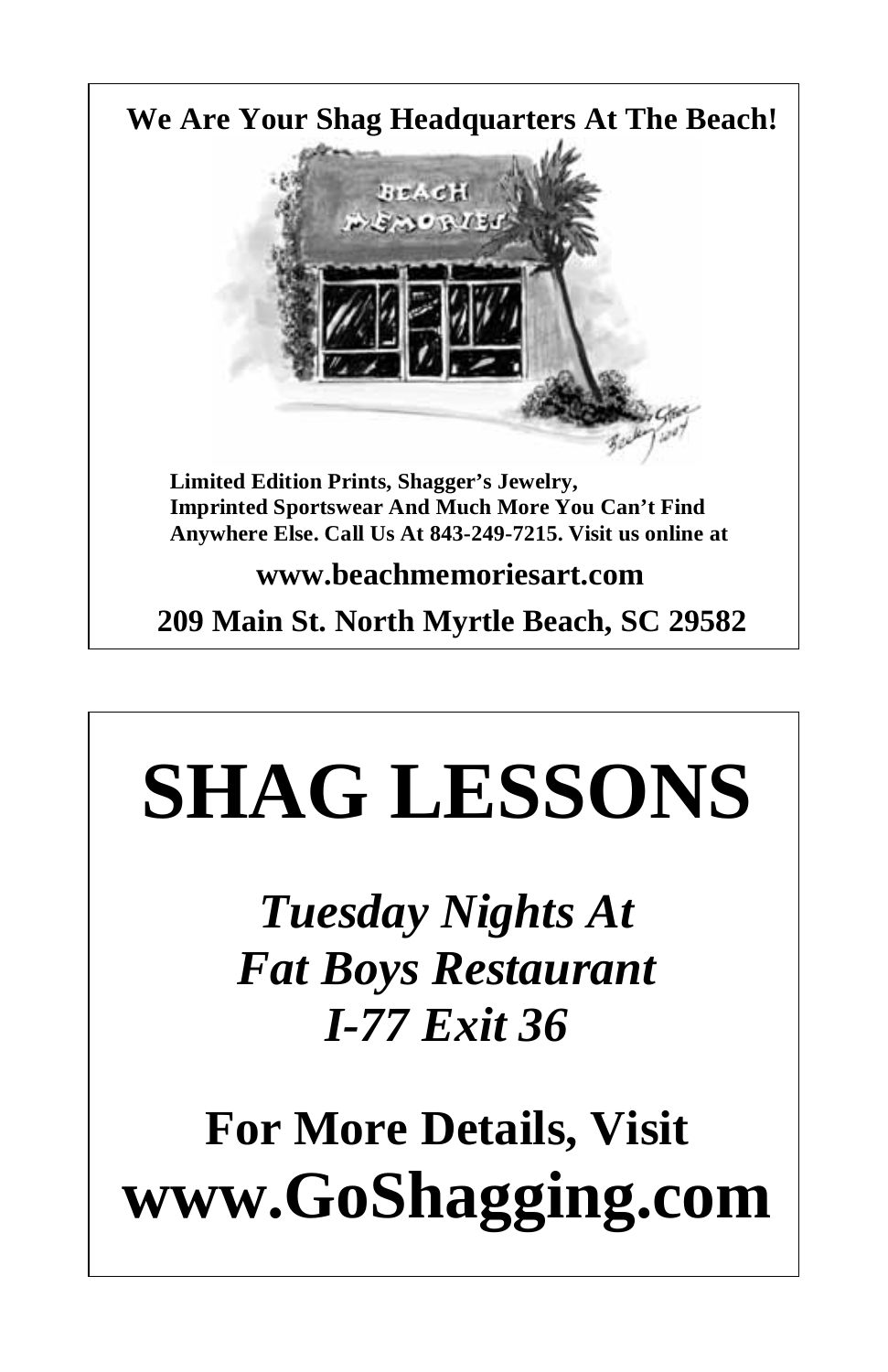**We Are Your Shag Headquarters At The Beach!**

**Limited Edition Prints, Shagger's Jewelry, Imprinted Sportswear And Much More You Can't Find Anywhere Else. Call Us At 843-249-7215. Visit us online at**

**www.beachmemoriesart.com**

**209 Main St. North Myrtle Beach, SC 29582**

# SHAG LESSONS

***Tuesday Nights At***
***Fat Boys Restaurant***
***I-77 Exit 36***

## For More Details, Visit

# www.GoShagging.com